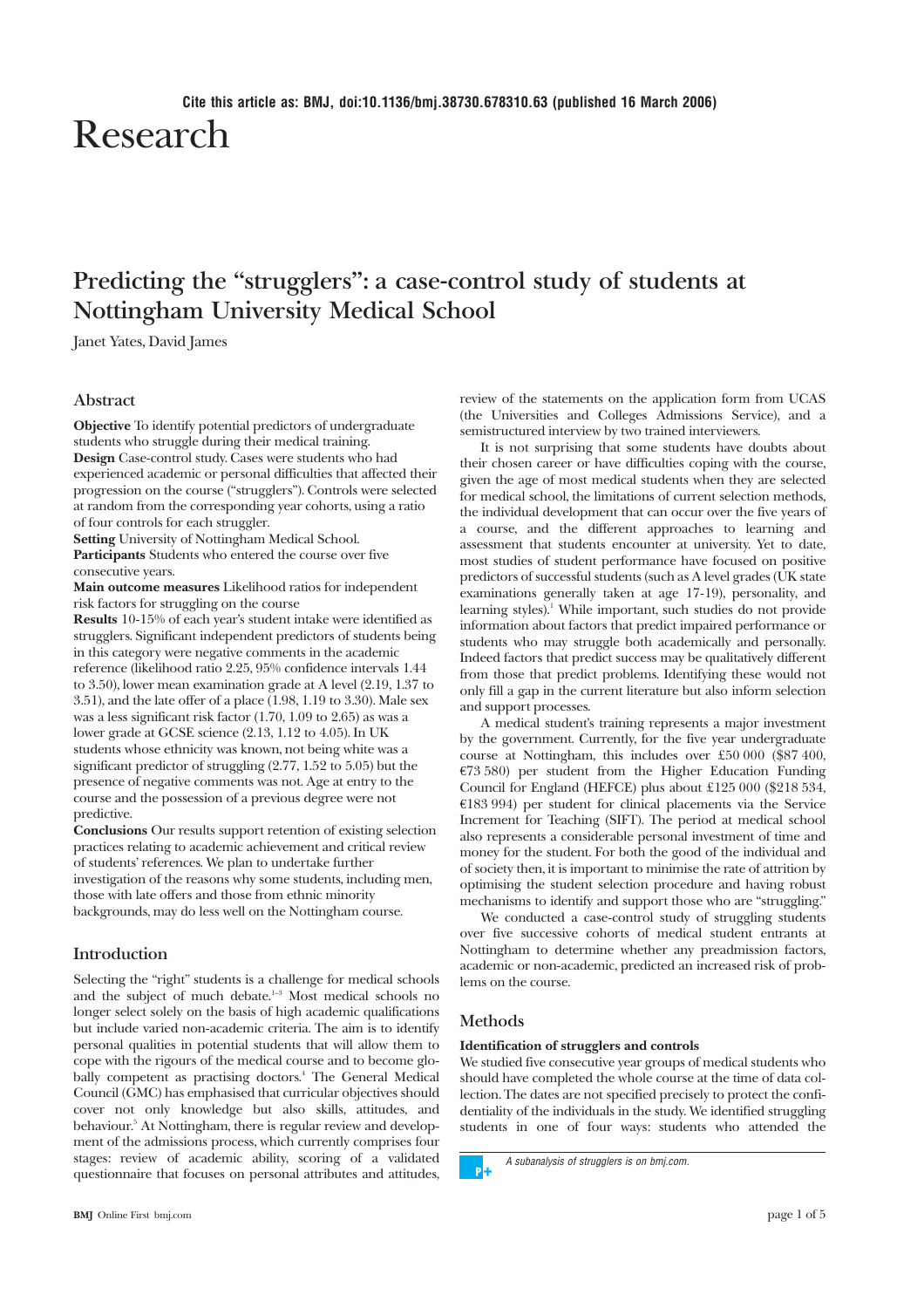Cite this article as: BMJ, doi:10.1136/bmj.38730.678310.63 (published 16 March 2006)

# Research

## Predicting the "strugglers": a case-control study of students at Nottingham University Medical School

Janet Yates, David James

### Abstract

**Objective** To identify potential predictors of undergraduate students who struggle during their medical training.

**Design** Case-control study. Cases were students who had experienced academic or personal difficulties that affected their progression on the course ("strugglers"). Controls were selected at random from the corresponding year cohorts, using a ratio of four controls for each struggler.

**Setting** University of Nottingham Medical School.

**Participants** Students who entered the course over five consecutive years.

**Main outcome measures** Likelihood ratios for independent risk factors for struggling on the course

**Results** 10-15% of each year's student intake were identified as strugglers. Significant independent predictors of students being in this category were negative comments in the academic reference (likelihood ratio 2.25, 95% confidence intervals 1.44 to 3.50), lower mean examination grade at A level (2.19, 1.37 to 3.51), and the late offer of a place (1.98, 1.19 to 3.30). Male sex was a less significant risk factor (1.70, 1.09 to 2.65) as was a lower grade at GCSE science (2.13, 1.12 to 4.05). In UK students whose ethnicity was known, not being white was a significant predictor of struggling (2.77, 1.52 to 5.05) but the presence of negative comments was not. Age at entry to the course and the possession of a previous degree were not predictive.

**Conclusions** Our results support retention of existing selection practices relating to academic achievement and critical review of students' references. We plan to undertake further investigation of the reasons why some students, including men, those with late offers and those from ethnic minority backgrounds, may do less well on the Nottingham course.

### Introduction

Selecting the "right" students is a challenge for medical schools and the subject of much debate.[1-3] Most medical schools no longer select solely on the basis of high academic qualifications but include varied non-academic criteria. The aim is to identify personal qualities in potential students that will allow them to cope with the rigours of the medical course and to become globally competent as practising doctors.[4] The General Medical Council (GMC) has emphasised that curricular objectives should cover not only knowledge but also skills, attitudes, and behaviour.[5] At Nottingham, there is regular review and development of the admissions process, which currently comprises four stages: review of academic ability, scoring of a validated questionnaire that focuses on personal attributes and attitudes, review of the statements on the application form from UCAS (the Universities and Colleges Admissions Service), and a semistructured interview by two trained interviewers.

It is not surprising that some students have doubts about their chosen career or have difficulties coping with the course, given the age of most medical students when they are selected for medical school, the limitations of current selection methods, the individual development that can occur over the five years of a course, and the different approaches to learning and assessment that students encounter at university. Yet to date, most studies of student performance have focused on positive predictors of successful students (such as A level grades (UK state examinations generally taken at age 17-19), personality, and learning styles).[1] While important, such studies do not provide information about factors that predict impaired performance or students who may struggle both academically and personally. Indeed factors that predict success may be qualitatively different from those that predict problems. Identifying these would not only fill a gap in the current literature but also inform selection and support processes.

A medical student's training represents a major investment by the government. Currently, for the five year undergraduate course at Nottingham, this includes over £50 000 ($87 400, €73 580) per student from the Higher Education Funding Council for England (HEFCE) plus about £125 000 ($218 534, €183 994) per student for clinical placements via the Service Increment for Teaching (SIFT). The period at medical school also represents a considerable personal investment of time and money for the student. For both the good of the individual and of society then, it is important to minimise the rate of attrition by optimising the student selection procedure and having robust mechanisms to identify and support those who are "struggling."

We conducted a case-control study of struggling students over five successive cohorts of medical student entrants at Nottingham to determine whether any preadmission factors, academic or non-academic, predicted an increased risk of problems on the course.

### Methods

#### Identification of strugglers and controls

We studied five consecutive year groups of medical students who should have completed the whole course at the time of data collection. The dates are not specified precisely to protect the confidentiality of the individuals in the study. We identified struggling students in one of four ways: students who attended the

*A subanalysis of strugglers is on bmj.com.*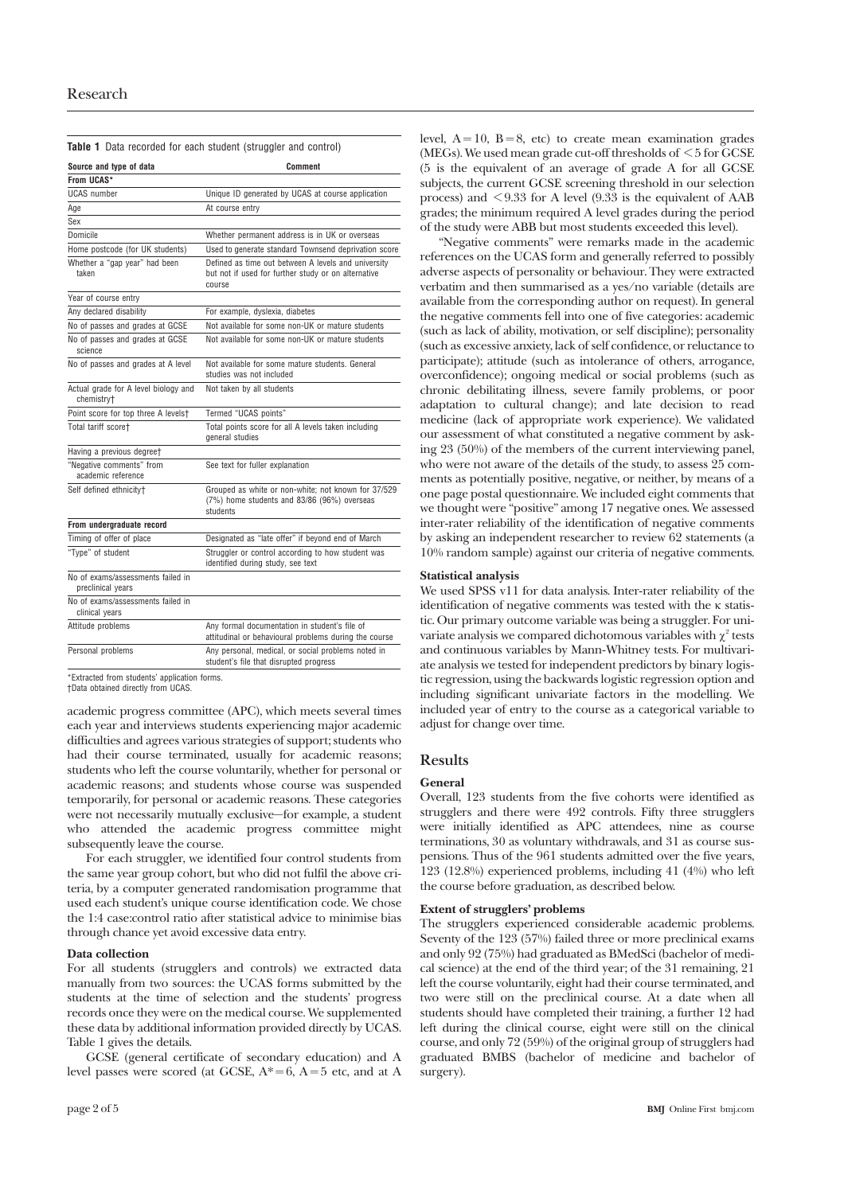**Table 1** Data recorded for each student (struggler and control)

| Source and type of data | Comment |
|---|---|
| **From UCAS*** | |
| UCAS number | Unique ID generated by UCAS at course application |
| Age | At course entry |
| Sex | |
| Domicile | Whether permanent address is in UK or overseas |
| Home postcode (for UK students) | Used to generate standard Townsend deprivation score |
| Whether a "gap year" had been taken | Defined as time out between A levels and university but not if used for further study or on alternative course |
| Year of course entry | |
| Any declared disability | For example, dyslexia, diabetes |
| No of passes and grades at GCSE | Not available for some non-UK or mature students |
| No of passes and grades at GCSE science | Not available for some non-UK or mature students |
| No of passes and grades at A level | Not available for some mature students. General studies was not included |
| Actual grade for A level biology and chemistry† | Not taken by all students |
| Point score for top three A levels† | Termed "UCAS points" |
| Total tariff score† | Total points score for all A levels taken including general studies |
| Having a previous degree† | |
| "Negative comments" from academic reference | See text for fuller explanation |
| Self defined ethnicity† | Grouped as white or non-white; not known for 37/529 (7%) home students and 83/86 (96%) overseas students |
| **From undergraduate record** | |
| Timing of offer of place | Designated as "late offer" if beyond end of March |
| "Type" of student | Struggler or control according to how student was identified during study, see text |
| No of exams/assessments failed in preclinical years | |
| No of exams/assessments failed in clinical years | |
| Attitude problems | Any formal documentation in student's file of attitudinal or behavioural problems during the course |
| Personal problems | Any personal, medical, or social problems noted in student's file that disrupted progress |

*Extracted from students' application forms.
†Data obtained directly from UCAS.

academic progress committee (APC), which meets several times each year and interviews students experiencing major academic difficulties and agrees various strategies of support; students who had their course terminated, usually for academic reasons; students who left the course voluntarily, whether for personal or academic reasons; and students whose course was suspended temporarily, for personal or academic reasons. These categories were not necessarily mutually exclusive—for example, a student who attended the academic progress committee might subsequently leave the course.

For each struggler, we identified four control students from the same year group cohort, but who did not fulfil the above criteria, by a computer generated randomisation programme that used each student's unique course identification code. We chose the 1:4 case:control ratio after statistical advice to minimise bias through chance yet avoid excessive data entry.

### Data collection

For all students (strugglers and controls) we extracted data manually from two sources: the UCAS forms submitted by the students at the time of selection and the students' progress records once they were on the medical course. We supplemented these data by additional information provided directly by UCAS. Table 1 gives the details.

GCSE (general certificate of secondary education) and A level passes were scored (at GCSE, A*=6, A=5 etc, and at A level, A=10, B=8, etc) to create mean examination grades (MEGs). We used mean grade cut-off thresholds of <5 for GCSE (5 is the equivalent of an average of grade A for all GCSE subjects, the current GCSE screening threshold in our selection process) and <9.33 for A level (9.33 is the equivalent of AAB grades; the minimum required A level grades during the period of the study were ABB but most students exceeded this level).

"Negative comments" were remarks made in the academic references on the UCAS form and generally referred to possibly adverse aspects of personality or behaviour. They were extracted verbatim and then summarised as a yes/no variable (details are available from the corresponding author on request). In general the negative comments fell into one of five categories: academic (such as lack of ability, motivation, or self discipline); personality (such as excessive anxiety, lack of self confidence, or reluctance to participate); attitude (such as intolerance of others, arrogance, overconfidence); ongoing medical or social problems (such as chronic debilitating illness, severe family problems, or poor adaptation to cultural change); and late decision to read medicine (lack of appropriate work experience). We validated our assessment of what constituted a negative comment by asking 23 (50%) of the members of the current interviewing panel, who were not aware of the details of the study, to assess 25 comments as potentially positive, negative, or neither, by means of a one page postal questionnaire. We included eight comments that we thought were "positive" among 17 negative ones. We assessed inter-rater reliability of the identification of negative comments by asking an independent researcher to review 62 statements (a 10% random sample) against our criteria of negative comments.

### Statistical analysis

We used SPSS v11 for data analysis. Inter-rater reliability of the identification of negative comments was tested with the κ statistic. Our primary outcome variable was being a struggler. For univariate analysis we compared dichotomous variables with $\chi^2$ tests and continuous variables by Mann-Whitney tests. For multivariate analysis we tested for independent predictors by binary logistic regression, using the backwards logistic regression option and including significant univariate factors in the modelling. We included year of entry to the course as a categorical variable to adjust for change over time.

## Results

### General

Overall, 123 students from the five cohorts were identified as strugglers and there were 492 controls. Fifty three strugglers were initially identified as APC attendees, nine as course terminations, 30 as voluntary withdrawals, and 31 as course suspensions. Thus of the 961 students admitted over the five years, 123 (12.8%) experienced problems, including 41 (4%) who left the course before graduation, as described below.

### Extent of strugglers' problems

The strugglers experienced considerable academic problems. Seventy of the 123 (57%) failed three or more preclinical exams and only 92 (75%) had graduated as BMedSci (bachelor of medical science) at the end of the third year; of the 31 remaining, 21 left the course voluntarily, eight had their course terminated, and two were still on the preclinical course. At a date when all students should have completed their training, a further 12 had left during the clinical course, eight were still on the clinical course, and only 72 (59%) of the original group of strugglers had graduated BMBS (bachelor of medicine and bachelor of surgery).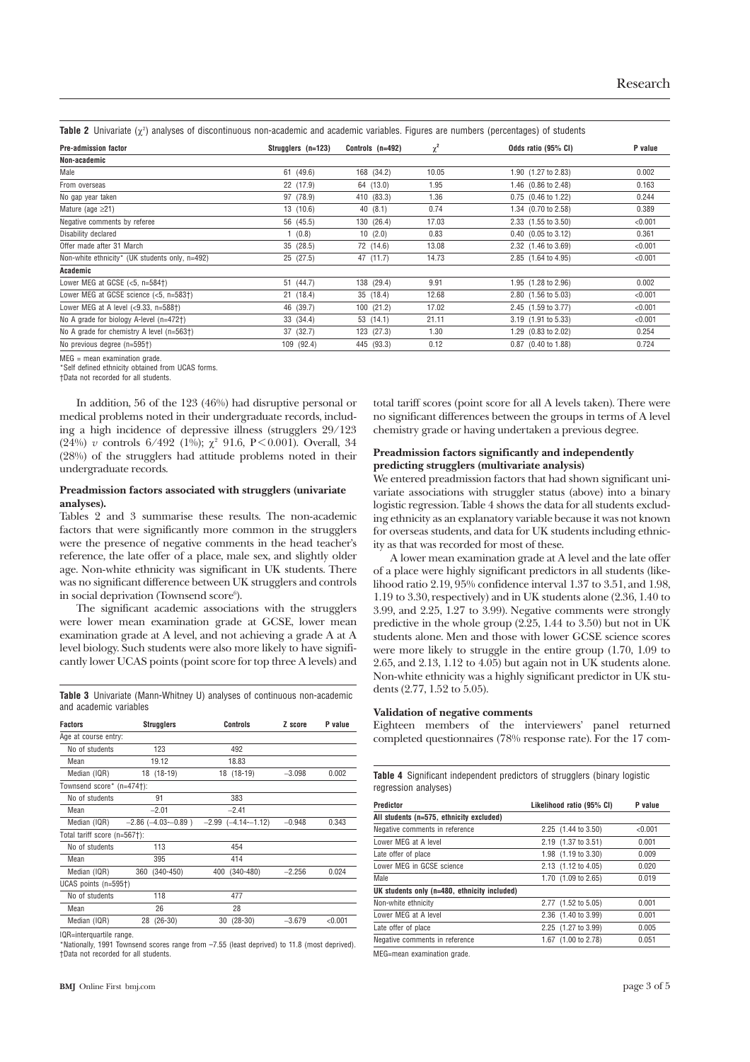**Table 2** Univariate ($\chi^2$) analyses of discontinuous non-academic and academic variables. Figures are numbers (percentages) of students

| Pre-admission factor | Strugglers (n=123) | Controls (n=492) | $\chi^2$ | Odds ratio (95% CI) | P value |
|---|---|---|---|---|---|
| **Non-academic** | | | | | |
| Male | 61 (49.6) | 168 (34.2) | 10.05 | 1.90 (1.27 to 2.83) | 0.002 |
| From overseas | 22 (17.9) | 64 (13.0) | 1.95 | 1.46 (0.86 to 2.48) | 0.163 |
| No gap year taken | 97 (78.9) | 410 (83.3) | 1.36 | 0.75 (0.46 to 1.22) | 0.244 |
| Mature (age ≥21) | 13 (10.6) | 40 (8.1) | 0.74 | 1.34 (0.70 to 2.58) | 0.389 |
| Negative comments by referee | 56 (45.5) | 130 (26.4) | 17.03 | 2.33 (1.55 to 3.50) | <0.001 |
| Disability declared | 1 (0.8) | 10 (2.0) | 0.83 | 0.40 (0.05 to 3.12) | 0.361 |
| Offer made after 31 March | 35 (28.5) | 72 (14.6) | 13.08 | 2.32 (1.46 to 3.69) | <0.001 |
| Non-white ethnicity* (UK students only, n=492) | 25 (27.5) | 47 (11.7) | 14.73 | 2.85 (1.64 to 4.95) | <0.001 |
| **Academic** | | | | | |
| Lower MEG at GCSE (<5, n=584†) | 51 (44.7) | 138 (29.4) | 9.91 | 1.95 (1.28 to 2.96) | 0.002 |
| Lower MEG at GCSE science (<5, n=583†) | 21 (18.4) | 35 (18.4) | 12.68 | 2.80 (1.56 to 5.03) | <0.001 |
| Lower MEG at A level (<9.33, n=588†) | 46 (39.7) | 100 (21.2) | 17.02 | 2.45 (1.59 to 3.77) | <0.001 |
| No A grade for biology A-level (n=472†) | 33 (34.4) | 53 (14.1) | 21.11 | 3.19 (1.91 to 5.33) | <0.001 |
| No A grade for chemistry A level (n=563†) | 37 (32.7) | 123 (27.3) | 1.30 | 1.29 (0.83 to 2.02) | 0.254 |
| No previous degree (n=595†) | 109 (92.4) | 445 (93.3) | 0.12 | 0.87 (0.40 to 1.88) | 0.724 |

MEG = mean examination grade.
*Self defined ethnicity obtained from UCAS forms.
†Data not recorded for all students.

In addition, 56 of the 123 (46%) had disruptive personal or medical problems noted in their undergraduate records, including a high incidence of depressive illness (strugglers 29/123 (24%) *v* controls 6/492 (1%); $\chi^2$ 91.6, P<0.001). Overall, 34 (28%) of the strugglers had attitude problems noted in their undergraduate records.

#### Preadmission factors associated with strugglers (univariate analyses).

Tables 2 and 3 summarise these results. The non-academic factors that were significantly more common in the strugglers were the presence of negative comments in the head teacher's reference, the late offer of a place, male sex, and slightly older age. Non-white ethnicity was significant in UK students. There was no significant difference between UK strugglers and controls in social deprivation (Townsend score[6]).

The significant academic associations with the strugglers were lower mean examination grade at GCSE, lower mean examination grade at A level, and not achieving a grade A at A level biology. Such students were also more likely to have significantly lower UCAS points (point score for top three A levels) and total tariff scores (point score for all A levels taken). There were no significant differences between the groups in terms of A level chemistry grade or having undertaken a previous degree.

**Table 3** Univariate (Mann-Whitney U) analyses of continuous non-academic and academic variables

| Factors | Strugglers | Controls | Z score | P value |
|---|---|---|---|---|
| Age at course entry: | | | | |
| No of students | 123 | 492 | | |
| Mean | 19.12 | 18.83 | | |
| Median (IQR) | 18 (18-19) | 18 (18-19) | −3.098 | 0.002 |
| Townsend score* (n=474†): | | | | |
| No of students | 91 | 383 | | |
| Mean | −2.01 | −2.41 | | |
| Median (IQR) | −2.86 (−4.03-−0.89 ) | −2.99 (−4.14-−1.12) | −0.948 | 0.343 |
| Total tariff score (n=567†): | | | | |
| No of students | 113 | 454 | | |
| Mean | 395 | 414 | | |
| Median (IQR) | 360 (340-450) | 400 (340-480) | −2.256 | 0.024 |
| UCAS points (n=595†) | | | | |
| No of students | 118 | 477 | | |
| Mean | 26 | 28 | | |
| Median (IQR) | 28 (26-30) | 30 (28-30) | −3.679 | <0.001 |

IQR=interquartile range.
*Nationally, 1991 Townsend scores range from −7.55 (least deprived) to 11.8 (most deprived).
†Data not recorded for all students.

#### Preadmission factors significantly and independently predicting strugglers (multivariate analysis)

We entered preadmission factors that had shown significant univariate associations with struggler status (above) into a binary logistic regression. Table 4 shows the data for all students excluding ethnicity as an explanatory variable because it was not known for overseas students, and data for UK students including ethnicity as that was recorded for most of these.

A lower mean examination grade at A level and the late offer of a place were highly significant predictors in all students (likelihood ratio 2.19, 95% confidence interval 1.37 to 3.51, and 1.98, 1.19 to 3.30, respectively) and in UK students alone (2.36, 1.40 to 3.99, and 2.25, 1.27 to 3.99). Negative comments were strongly predictive in the whole group (2.25, 1.44 to 3.50) but not in UK students alone. Men and those with lower GCSE science scores were more likely to struggle in the entire group (1.70, 1.09 to 2.65, and 2.13, 1.12 to 4.05) but again not in UK students alone. Non-white ethnicity was a highly significant predictor in UK students (2.77, 1.52 to 5.05).

#### Validation of negative comments

Eighteen members of the interviewers' panel returned completed questionnaires (78% response rate). For the 17 com-

**Table 4** Significant independent predictors of strugglers (binary logistic regression analyses)

| Predictor | Likelihood ratio (95% CI) | P value |
|---|---|---|
| **All students (n=575, ethnicity excluded)** | | |
| Negative comments in reference | 2.25 (1.44 to 3.50) | <0.001 |
| Lower MEG at A level | 2.19 (1.37 to 3.51) | 0.001 |
| Late offer of place | 1.98 (1.19 to 3.30) | 0.009 |
| Lower MEG in GCSE science | 2.13 (1.12 to 4.05) | 0.020 |
| Male | 1.70 (1.09 to 2.65) | 0.019 |
| **UK students only (n=480, ethnicity included)** | | |
| Non-white ethnicity | 2.77 (1.52 to 5.05) | 0.001 |
| Lower MEG at A level | 2.36 (1.40 to 3.99) | 0.001 |
| Late offer of place | 2.25 (1.27 to 3.99) | 0.005 |
| Negative comments in reference | 1.67 (1.00 to 2.78) | 0.051 |

MEG=mean examination grade.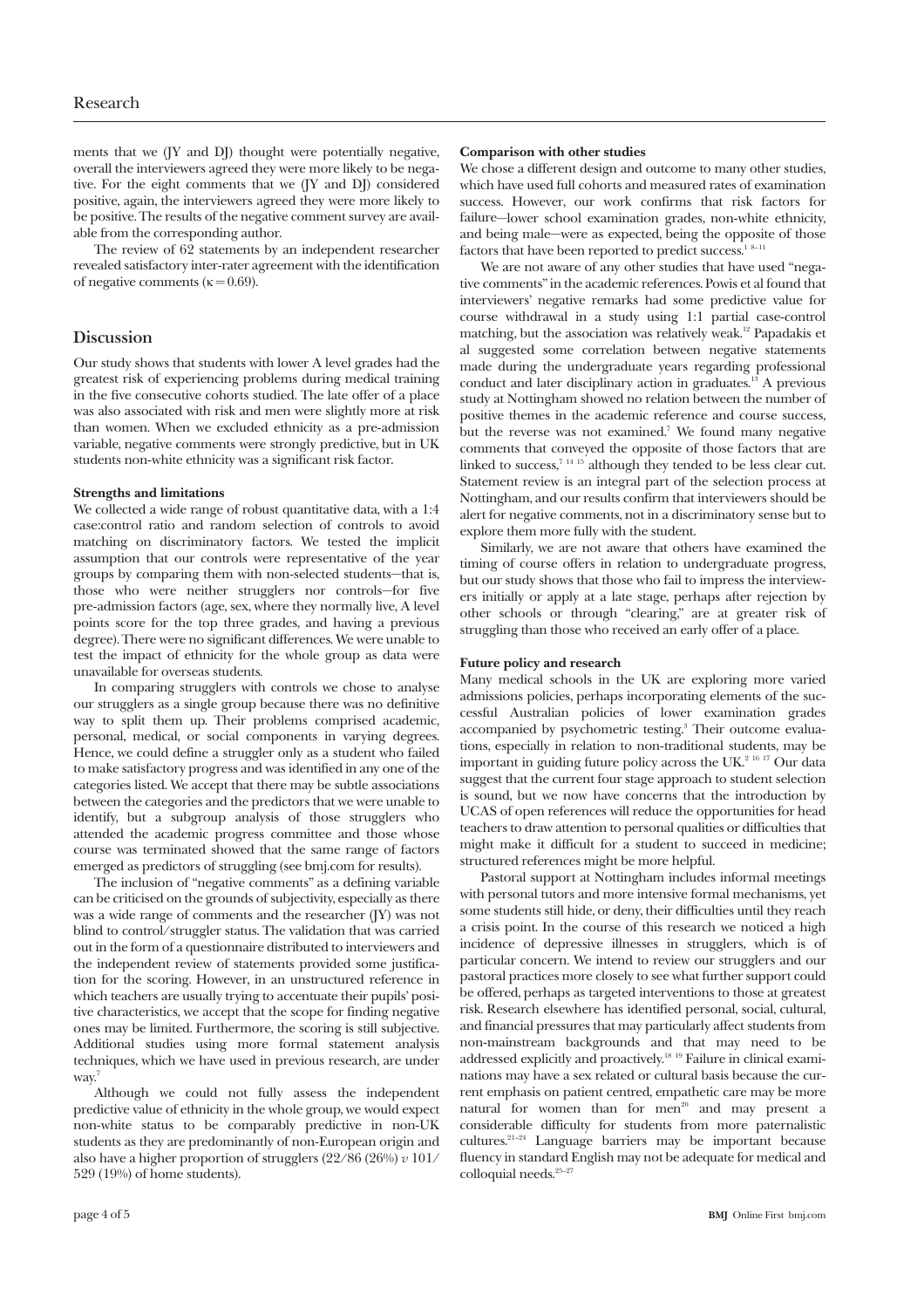ments that we (JY and DJ) thought were potentially negative, overall the interviewers agreed they were more likely to be negative. For the eight comments that we (JY and DJ) considered positive, again, the interviewers agreed they were more likely to be positive. The results of the negative comment survey are available from the corresponding author.

The review of 62 statements by an independent researcher revealed satisfactory inter-rater agreement with the identification of negative comments ($\kappa = 0.69$).

## Discussion

Our study shows that students with lower A level grades had the greatest risk of experiencing problems during medical training in the five consecutive cohorts studied. The late offer of a place was also associated with risk and men were slightly more at risk than women. When we excluded ethnicity as a pre-admission variable, negative comments were strongly predictive, but in UK students non-white ethnicity was a significant risk factor.

### Strengths and limitations

We collected a wide range of robust quantitative data, with a 1:4 case:control ratio and random selection of controls to avoid matching on discriminatory factors. We tested the implicit assumption that our controls were representative of the year groups by comparing them with non-selected students—that is, those who were neither strugglers nor controls—for five pre-admission factors (age, sex, where they normally live, A level points score for the top three grades, and having a previous degree). There were no significant differences. We were unable to test the impact of ethnicity for the whole group as data were unavailable for overseas students.

In comparing strugglers with controls we chose to analyse our strugglers as a single group because there was no definitive way to split them up. Their problems comprised academic, personal, medical, or social components in varying degrees. Hence, we could define a struggler only as a student who failed to make satisfactory progress and was identified in any one of the categories listed. We accept that there may be subtle associations between the categories and the predictors that we were unable to identify, but a subgroup analysis of those strugglers who attended the academic progress committee and those whose course was terminated showed that the same range of factors emerged as predictors of struggling (see bmj.com for results).

The inclusion of "negative comments" as a defining variable can be criticised on the grounds of subjectivity, especially as there was a wide range of comments and the researcher (JY) was not blind to control/struggler status. The validation that was carried out in the form of a questionnaire distributed to interviewers and the independent review of statements provided some justification for the scoring. However, in an unstructured reference in which teachers are usually trying to accentuate their pupils' positive characteristics, we accept that the scope for finding negative ones may be limited. Furthermore, the scoring is still subjective. Additional studies using more formal statement analysis techniques, which we have used in previous research, are under way.[7]

Although we could not fully assess the independent predictive value of ethnicity in the whole group, we would expect non-white status to be comparably predictive in non-UK students as they are predominantly of non-European origin and also have a higher proportion of strugglers (22/86 (26%) *v* 101/529 (19%) of home students).

### Comparison with other studies

We chose a different design and outcome to many other studies, which have used full cohorts and measured rates of examination success. However, our work confirms that risk factors for failure—lower school examination grades, non-white ethnicity, and being male—were as expected, being the opposite of those factors that have been reported to predict success.[1 8–11]

We are not aware of any other studies that have used "negative comments" in the academic references. Powis et al found that interviewers' negative remarks had some predictive value for course withdrawal in a study using 1:1 partial case-control matching, but the association was relatively weak.[12] Papadakis et al suggested some correlation between negative statements made during the undergraduate years regarding professional conduct and later disciplinary action in graduates.[13] A previous study at Nottingham showed no relation between the number of positive themes in the academic reference and course success, but the reverse was not examined.[7] We found many negative comments that conveyed the opposite of those factors that are linked to success,[7 14 15] although they tended to be less clear cut. Statement review is an integral part of the selection process at Nottingham, and our results confirm that interviewers should be alert for negative comments, not in a discriminatory sense but to explore them more fully with the student.

Similarly, we are not aware that others have examined the timing of course offers in relation to undergraduate progress, but our study shows that those who fail to impress the interviewers initially or apply at a late stage, perhaps after rejection by other schools or through "clearing," are at greater risk of struggling than those who received an early offer of a place.

### Future policy and research

Many medical schools in the UK are exploring more varied admissions policies, perhaps incorporating elements of the successful Australian policies of lower examination grades accompanied by psychometric testing.[3] Their outcome evaluations, especially in relation to non-traditional students, may be important in guiding future policy across the UK.[2 16 17] Our data suggest that the current four stage approach to student selection is sound, but we now have concerns that the introduction by UCAS of open references will reduce the opportunities for head teachers to draw attention to personal qualities or difficulties that might make it difficult for a student to succeed in medicine; structured references might be more helpful.

Pastoral support at Nottingham includes informal meetings with personal tutors and more intensive formal mechanisms, yet some students still hide, or deny, their difficulties until they reach a crisis point. In the course of this research we noticed a high incidence of depressive illnesses in strugglers, which is of particular concern. We intend to review our strugglers and our pastoral practices more closely to see what further support could be offered, perhaps as targeted interventions to those at greatest risk. Research elsewhere has identified personal, social, cultural, and financial pressures that may particularly affect students from non-mainstream backgrounds and that may need to be addressed explicitly and proactively.[18 19] Failure in clinical examinations may have a sex related or cultural basis because the current emphasis on patient centred, empathetic care may be more natural for women than for men[20] and may present a considerable difficulty for students from more paternalistic cultures.[21–24] Language barriers may be important because fluency in standard English may not be adequate for medical and colloquial needs.[25–27]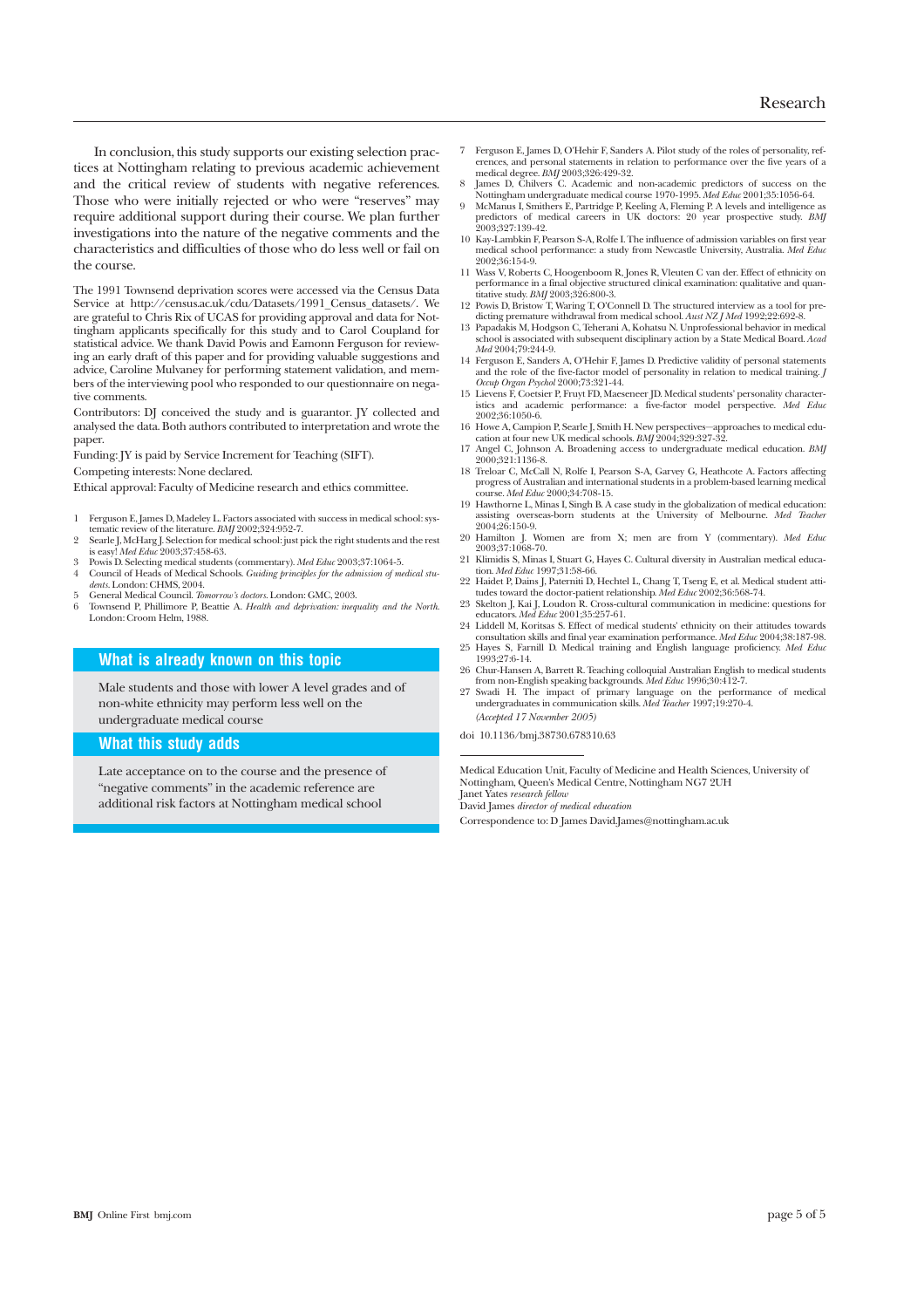In conclusion, this study supports our existing selection practices at Nottingham relating to previous academic achievement and the critical review of students with negative references. Those who were initially rejected or who were "reserves" may require additional support during their course. We plan further investigations into the nature of the negative comments and the characteristics and difficulties of those who do less well or fail on the course.

The 1991 Townsend deprivation scores were accessed via the Census Data Service at http://census.ac.uk/cdu/Datasets/1991_Census_datasets/. We are grateful to Chris Rix of UCAS for providing approval and data for Nottingham applicants specifically for this study and to Carol Coupland for statistical advice. We thank David Powis and Eamonn Ferguson for reviewing an early draft of this paper and for providing valuable suggestions and advice, Caroline Mulvaney for performing statement validation, and members of the interviewing pool who responded to our questionnaire on negative comments.

Contributors: DJ conceived the study and is guarantor. JY collected and analysed the data. Both authors contributed to interpretation and wrote the paper.

Funding: JY is paid by Service Increment for Teaching (SIFT).

Competing interests: None declared.

Ethical approval: Faculty of Medicine research and ethics committee.

1. Ferguson E, James D, Madeley L. Factors associated with success in medical school: systematic review of the literature. *BMJ* 2002;324:952-7.
2. Searle J, McHarg J. Selection for medical school: just pick the right students and the rest is easy! *Med Educ* 2003;37:458-63.
3. Powis D. Selecting medical students (commentary). *Med Educ* 2003;37:1064-5.
4. Council of Heads of Medical Schools. *Guiding principles for the admission of medical students*. London: CHMS, 2004.
5. General Medical Council. *Tomorrow's doctors*. London: GMC, 2003.
6. Townsend P, Phillimore P, Beattie A. *Health and deprivation: inequality and the North*. London: Croom Helm, 1988.
7. Ferguson E, James D, O'Hehir F, Sanders A. Pilot study of the roles of personality, references, and personal statements in relation to performance over the five years of a medical degree. *BMJ* 2003;326:429-32.
8. James D, Chilvers C. Academic and non-academic predictors of success on the Nottingham undergraduate medical course 1970-1995. *Med Educ* 2001;35:1056-64.
9. McManus I, Smithers E, Partridge P, Keeling A, Fleming P. A levels and intelligence as predictors of medical careers in UK doctors: 20 year prospective study. *BMJ* 2003;327:139-42.
10. Kay-Lambkin F, Pearson S-A, Rolfe I. The influence of admission variables on first year medical school performance: a study from Newcastle University, Australia. *Med Educ* 2002;36:154-9.
11. Wass V, Roberts C, Hoogenboom R, Jones R, Vleuten C van der. Effect of ethnicity on performance in a final objective structured clinical examination: qualitative and quantitative study. *BMJ* 2003;326:800-3.
12. Powis D, Bristow T, Waring T, O'Connell D. The structured interview as a tool for predicting premature withdrawal from medical school. *Aust NZ J Med* 1992;22:692-8.
13. Papadakis M, Hodgson C, Teherani A, Kohatsu N. Unprofessional behavior in medical school is associated with subsequent disciplinary action by a State Medical Board. *Acad Med* 2004;79:244-9.
14. Ferguson E, Sanders A, O'Hehir F, James D. Predictive validity of personal statements and the role of the five-factor model of personality in relation to medical training. *J Occup Organ Psychol* 2000;73:321-44.
15. Lievens F, Coetsier P, Fruyt FD, Maeseneer JD. Medical students' personality characteristics and academic performance: a five-factor model perspective. *Med Educ* 2002;36:1050-6.
16. Howe A, Campion P, Searle J, Smith H. New perspectives—approaches to medical education at four new UK medical schools. *BMJ* 2004;329:327-32.
17. Angel C, Johnson A. Broadening access to undergraduate medical education. *BMJ* 2000;321:1136-8.
18. Treloar C, McCall N, Rolfe I, Pearson S-A, Garvey G, Heathcote A. Factors affecting progress of Australian and international students in a problem-based learning medical course. *Med Educ* 2000;34:708-15.
19. Hawthorne L, Minas I, Singh B. A case study in the globalization of medical education: assisting overseas-born students at the University of Melbourne. *Med Teacher* 2004;26:150-9.
20. Hamilton J. Women are from X; men are from Y (commentary). *Med Educ* 2003;37:1068-70.
21. Klimidis S, Minas I, Stuart G, Hayes C. Cultural diversity in Australian medical education. *Med Educ* 1997;31:58-66.
22. Haidet P, Dains J, Paterniti D, Hechtel L, Chang T, Tseng E, et al. Medical student attitudes toward the doctor-patient relationship. *Med Educ* 2002;36:568-74.
23. Skelton J, Kai J, Loudon R. Cross-cultural communication in medicine: questions for educators. *Med Educ* 2001;35:257-61.
24. Liddell M, Koritsas S. Effect of medical students' ethnicity on their attitudes towards consultation skills and final year examination performance. *Med Educ* 2004;38:187-98.
25. Hayes S, Farnill D. Medical training and English language proficiency. *Med Educ* 1993;27:6-14.
26. Chur-Hansen A, Barrett R. Teaching colloquial Australian English to medical students from non-English speaking backgrounds. *Med Educ* 1996;30:412-7.
27. Swadi H. The impact of primary language on the performance of medical undergraduates in communication skills. *Med Teacher* 1997;19:270-4.

*(Accepted 17 November 2005)*

doi 10.1136/bmj.38730.678310.63

Medical Education Unit, Faculty of Medicine and Health Sciences, University of Nottingham, Queen's Medical Centre, Nottingham NG7 2UH
Janet Yates *research fellow*
David James *director of medical education*

Correspondence to: D James David.James@nottingham.ac.uk

### What is already known on this topic

Male students and those with lower A level grades and of non-white ethnicity may perform less well on the undergraduate medical course

### What this study adds

Late acceptance on to the course and the presence of "negative comments" in the academic reference are additional risk factors at Nottingham medical school